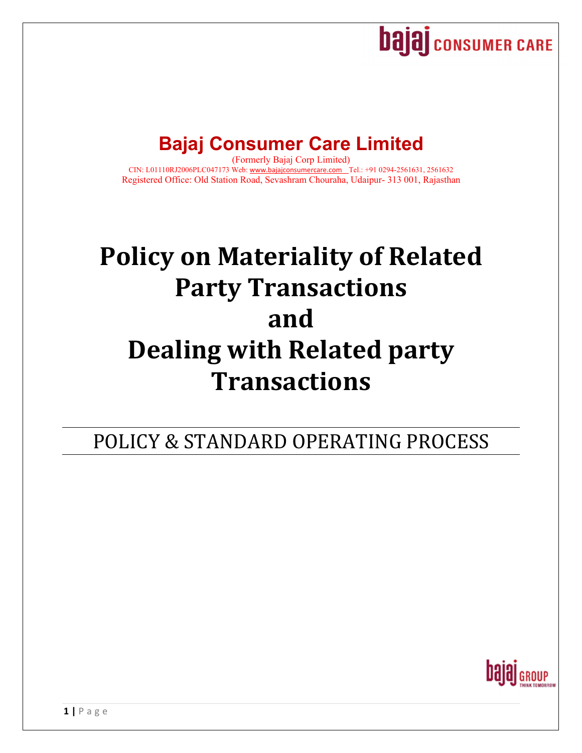# Bajaj Consumer Care Limited

(Formerly Bajaj Corp Limited)

CIN: L01110RJ2006PLC047173 Web: www.bajajconsumercare.com Tel.: +91 0294-2561631, 2561632

Registered Office: Old Station Road, Sevashram Chouraha, Udaipur- 313 001, Rajasthan

# Policy on Materiality of Related Party Transactions and Dealing with Related party Transactions

## POLICY & STANDARD OPERATING PROCESS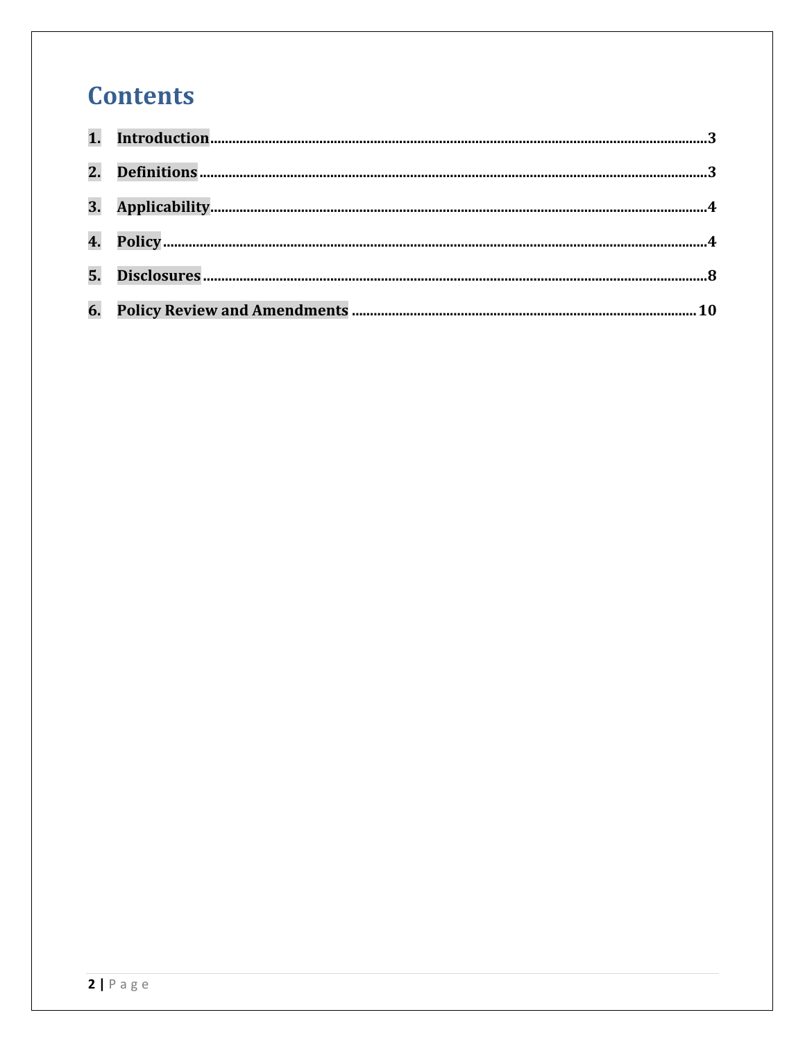# Contents

1. **Introduction** .......... 3
2. **Definitions** .......... 3
3. **Applicability** .......... 4
4. **Policy** .......... 4
5. **Disclosures** .......... 8
6. **Policy Review and Amendments** .......... 10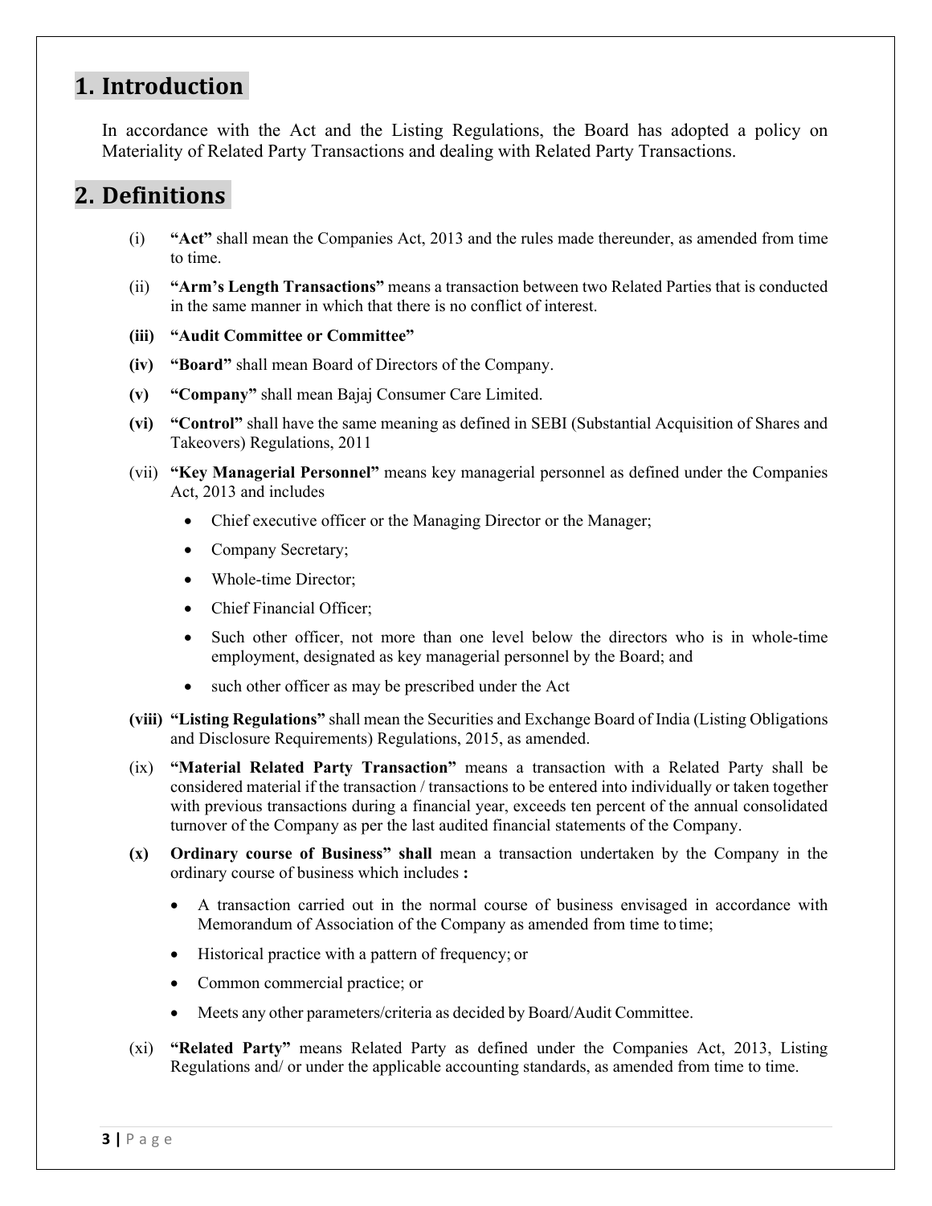## 1. Introduction

In accordance with the Act and the Listing Regulations, the Board has adopted a policy on Materiality of Related Party Transactions and dealing with Related Party Transactions.

## 2. Definitions

(i) **"Act"** shall mean the Companies Act, 2013 and the rules made thereunder, as amended from time to time.

(ii) **"Arm's Length Transactions"** means a transaction between two Related Parties that is conducted in the same manner in which that there is no conflict of interest.

**(iii) "Audit Committee or Committee"**

**(iv) "Board"** shall mean Board of Directors of the Company.

**(v) "Company"** shall mean Bajaj Consumer Care Limited.

**(vi) "Control"** shall have the same meaning as defined in SEBI (Substantial Acquisition of Shares and Takeovers) Regulations, 2011

(vii) **"Key Managerial Personnel"** means key managerial personnel as defined under the Companies Act, 2013 and includes

- Chief executive officer or the Managing Director or the Manager;
- Company Secretary;
- Whole-time Director;
- Chief Financial Officer;
- Such other officer, not more than one level below the directors who is in whole-time employment, designated as key managerial personnel by the Board; and
- such other officer as may be prescribed under the Act

**(viii) "Listing Regulations"** shall mean the Securities and Exchange Board of India (Listing Obligations and Disclosure Requirements) Regulations, 2015, as amended.

(ix) **"Material Related Party Transaction"** means a transaction with a Related Party shall be considered material if the transaction / transactions to be entered into individually or taken together with previous transactions during a financial year, exceeds ten percent of the annual consolidated turnover of the Company as per the last audited financial statements of the Company.

**(x) Ordinary course of Business" shall** mean a transaction undertaken by the Company in the ordinary course of business which includes **:**

- A transaction carried out in the normal course of business envisaged in accordance with Memorandum of Association of the Company as amended from time to time;
- Historical practice with a pattern of frequency; or
- Common commercial practice; or
- Meets any other parameters/criteria as decided by Board/Audit Committee.

(xi) **"Related Party"** means Related Party as defined under the Companies Act, 2013, Listing Regulations and/ or under the applicable accounting standards, as amended from time to time.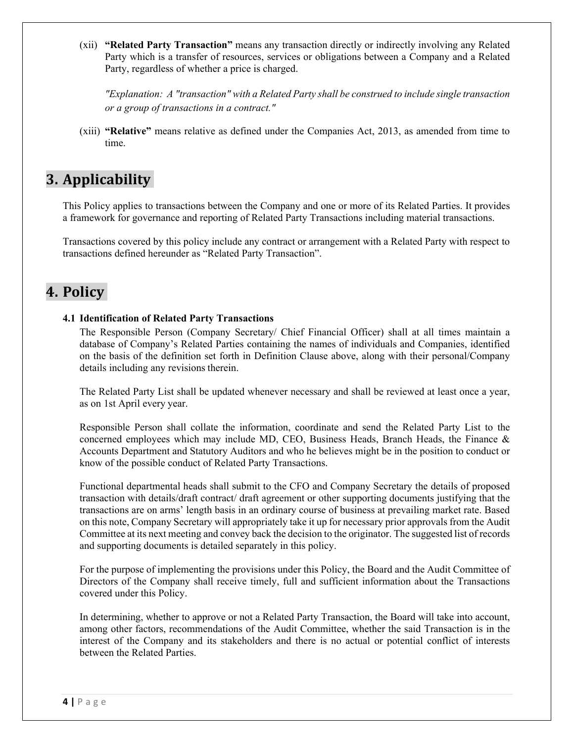(xii) **"Related Party Transaction"** means any transaction directly or indirectly involving any Related Party which is a transfer of resources, services or obligations between a Company and a Related Party, regardless of whether a price is charged.

*"Explanation: A "transaction" with a Related Party shall be construed to include single transaction or a group of transactions in a contract."*

(xiii) **"Relative"** means relative as defined under the Companies Act, 2013, as amended from time to time.

# 3. Applicability

This Policy applies to transactions between the Company and one or more of its Related Parties. It provides a framework for governance and reporting of Related Party Transactions including material transactions.

Transactions covered by this policy include any contract or arrangement with a Related Party with respect to transactions defined hereunder as "Related Party Transaction".

# 4. Policy

### 4.1 Identification of Related Party Transactions

The Responsible Person (Company Secretary/ Chief Financial Officer) shall at all times maintain a database of Company's Related Parties containing the names of individuals and Companies, identified on the basis of the definition set forth in Definition Clause above, along with their personal/Company details including any revisions therein.

The Related Party List shall be updated whenever necessary and shall be reviewed at least once a year, as on 1st April every year.

Responsible Person shall collate the information, coordinate and send the Related Party List to the concerned employees which may include MD, CEO, Business Heads, Branch Heads, the Finance & Accounts Department and Statutory Auditors and who he believes might be in the position to conduct or know of the possible conduct of Related Party Transactions.

Functional departmental heads shall submit to the CFO and Company Secretary the details of proposed transaction with details/draft contract/ draft agreement or other supporting documents justifying that the transactions are on arms' length basis in an ordinary course of business at prevailing market rate. Based on this note, Company Secretary will appropriately take it up for necessary prior approvals from the Audit Committee at its next meeting and convey back the decision to the originator. The suggested list of records and supporting documents is detailed separately in this policy.

For the purpose of implementing the provisions under this Policy, the Board and the Audit Committee of Directors of the Company shall receive timely, full and sufficient information about the Transactions covered under this Policy.

In determining, whether to approve or not a Related Party Transaction, the Board will take into account, among other factors, recommendations of the Audit Committee, whether the said Transaction is in the interest of the Company and its stakeholders and there is no actual or potential conflict of interests between the Related Parties.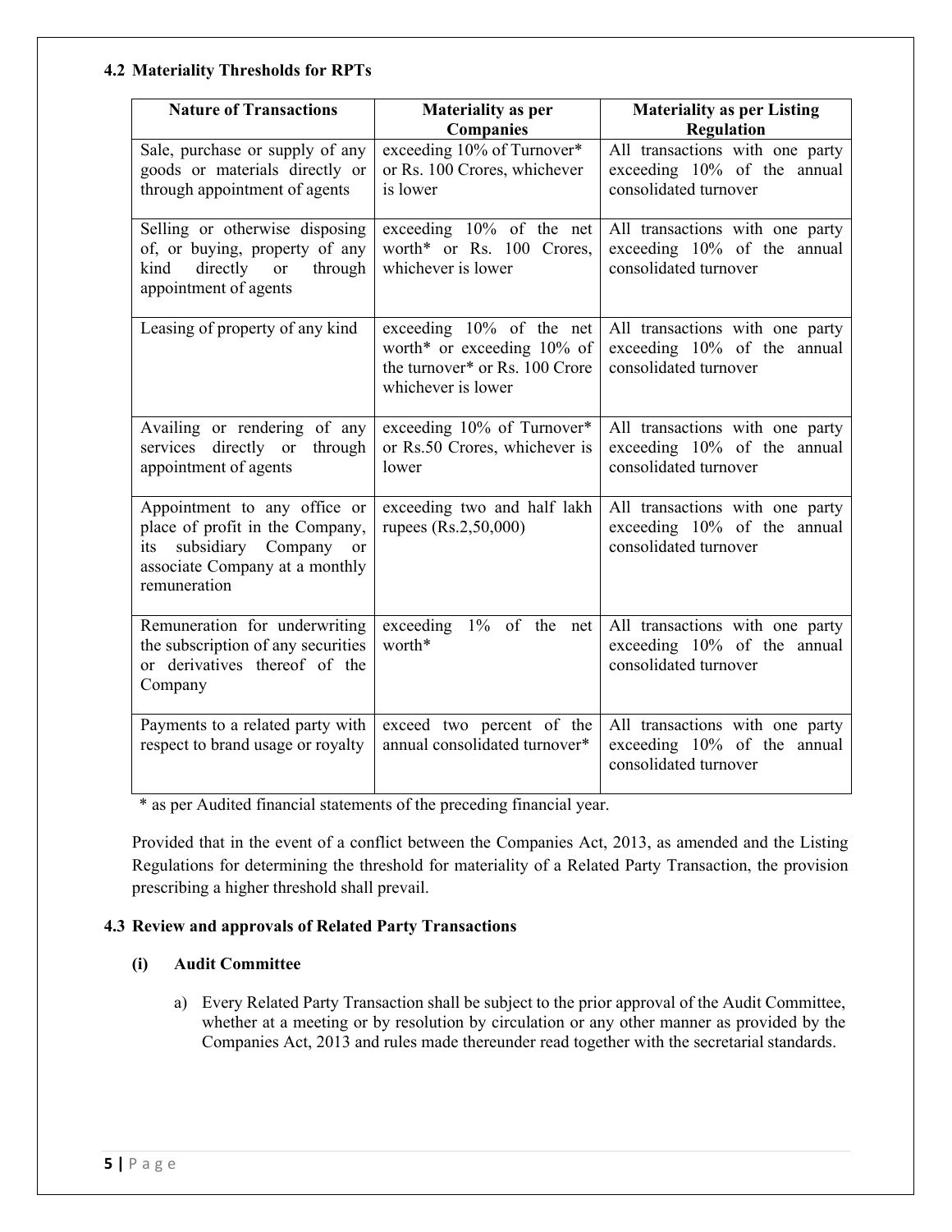### 4.2 Materiality Thresholds for RPTs

| Nature of Transactions | Materiality as per Companies | Materiality as per Listing Regulation |
|---|---|---|
| Sale, purchase or supply of any goods or materials directly or through appointment of agents | exceeding 10% of Turnover* or Rs. 100 Crores, whichever is lower | All transactions with one party exceeding 10% of the annual consolidated turnover |
| Selling or otherwise disposing of, or buying, property of any kind directly or through appointment of agents | exceeding 10% of the net worth* or Rs. 100 Crores, whichever is lower | All transactions with one party exceeding 10% of the annual consolidated turnover |
| Leasing of property of any kind | exceeding 10% of the net worth* or exceeding 10% of the turnover* or Rs. 100 Crore whichever is lower | All transactions with one party exceeding 10% of the annual consolidated turnover |
| Availing or rendering of any services directly or through appointment of agents | exceeding 10% of Turnover* or Rs.50 Crores, whichever is lower | All transactions with one party exceeding 10% of the annual consolidated turnover |
| Appointment to any office or place of profit in the Company, its subsidiary Company or associate Company at a monthly remuneration | exceeding two and half lakh rupees (Rs.2,50,000) | All transactions with one party exceeding 10% of the annual consolidated turnover |
| Remuneration for underwriting the subscription of any securities or derivatives thereof of the Company | exceeding 1% of the net worth* | All transactions with one party exceeding 10% of the annual consolidated turnover |
| Payments to a related party with respect to brand usage or royalty | exceed two percent of the annual consolidated turnover* | All transactions with one party exceeding 10% of the annual consolidated turnover |

\* as per Audited financial statements of the preceding financial year.

Provided that in the event of a conflict between the Companies Act, 2013, as amended and the Listing Regulations for determining the threshold for materiality of a Related Party Transaction, the provision prescribing a higher threshold shall prevail.

### 4.3 Review and approvals of Related Party Transactions

**(i) Audit Committee**

a) Every Related Party Transaction shall be subject to the prior approval of the Audit Committee, whether at a meeting or by resolution by circulation or any other manner as provided by the Companies Act, 2013 and rules made thereunder read together with the secretarial standards.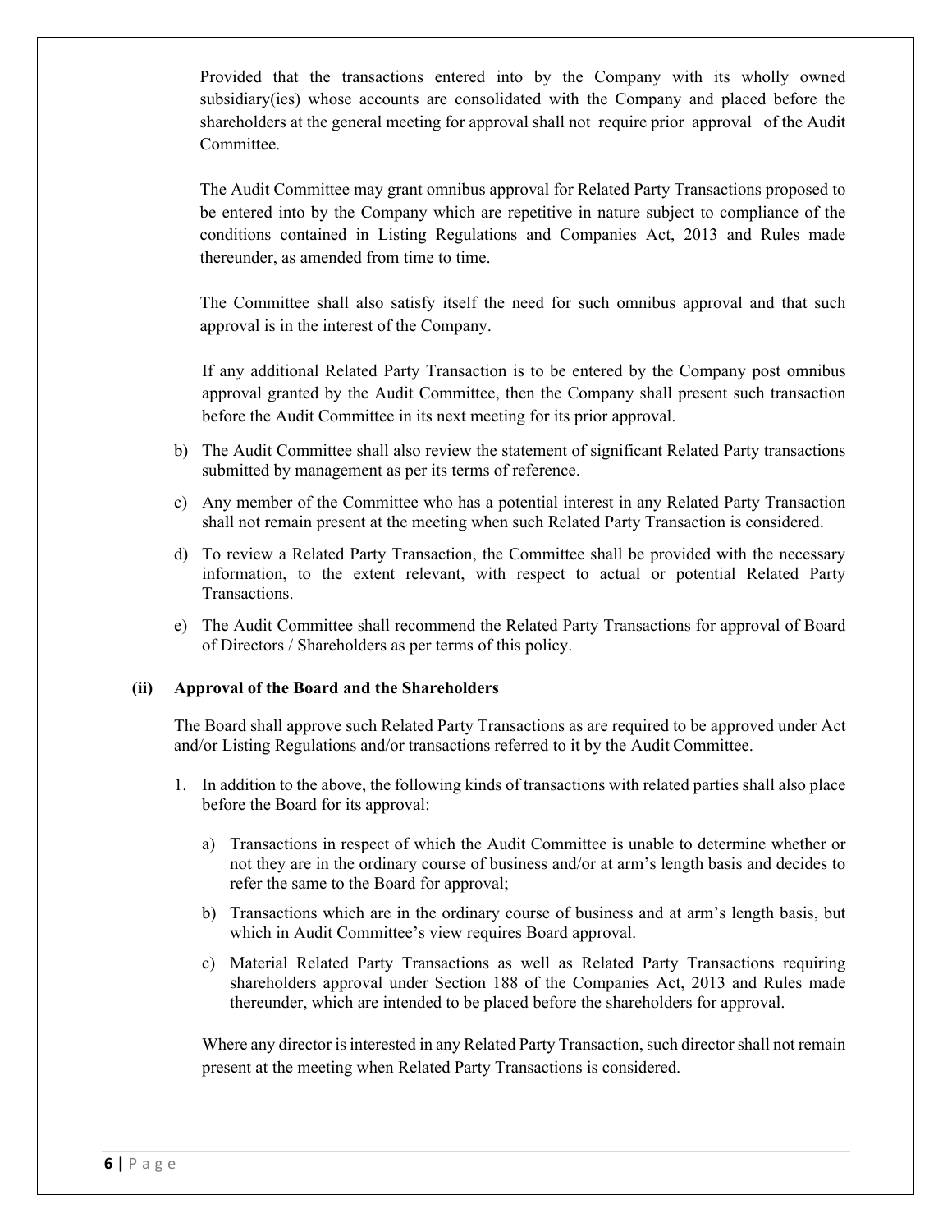Provided that the transactions entered into by the Company with its wholly owned subsidiary(ies) whose accounts are consolidated with the Company and placed before the shareholders at the general meeting for approval shall not require prior approval of the Audit Committee.

The Audit Committee may grant omnibus approval for Related Party Transactions proposed to be entered into by the Company which are repetitive in nature subject to compliance of the conditions contained in Listing Regulations and Companies Act, 2013 and Rules made thereunder, as amended from time to time.

The Committee shall also satisfy itself the need for such omnibus approval and that such approval is in the interest of the Company.

If any additional Related Party Transaction is to be entered by the Company post omnibus approval granted by the Audit Committee, then the Company shall present such transaction before the Audit Committee in its next meeting for its prior approval.

b) The Audit Committee shall also review the statement of significant Related Party transactions submitted by management as per its terms of reference.

c) Any member of the Committee who has a potential interest in any Related Party Transaction shall not remain present at the meeting when such Related Party Transaction is considered.

d) To review a Related Party Transaction, the Committee shall be provided with the necessary information, to the extent relevant, with respect to actual or potential Related Party Transactions.

e) The Audit Committee shall recommend the Related Party Transactions for approval of Board of Directors / Shareholders as per terms of this policy.

**(ii) Approval of the Board and the Shareholders**

The Board shall approve such Related Party Transactions as are required to be approved under Act and/or Listing Regulations and/or transactions referred to it by the Audit Committee.

1. In addition to the above, the following kinds of transactions with related parties shall also place before the Board for its approval:

   a) Transactions in respect of which the Audit Committee is unable to determine whether or not they are in the ordinary course of business and/or at arm's length basis and decides to refer the same to the Board for approval;

   b) Transactions which are in the ordinary course of business and at arm's length basis, but which in Audit Committee's view requires Board approval.

   c) Material Related Party Transactions as well as Related Party Transactions requiring shareholders approval under Section 188 of the Companies Act, 2013 and Rules made thereunder, which are intended to be placed before the shareholders for approval.

Where any director is interested in any Related Party Transaction, such director shall not remain present at the meeting when Related Party Transactions is considered.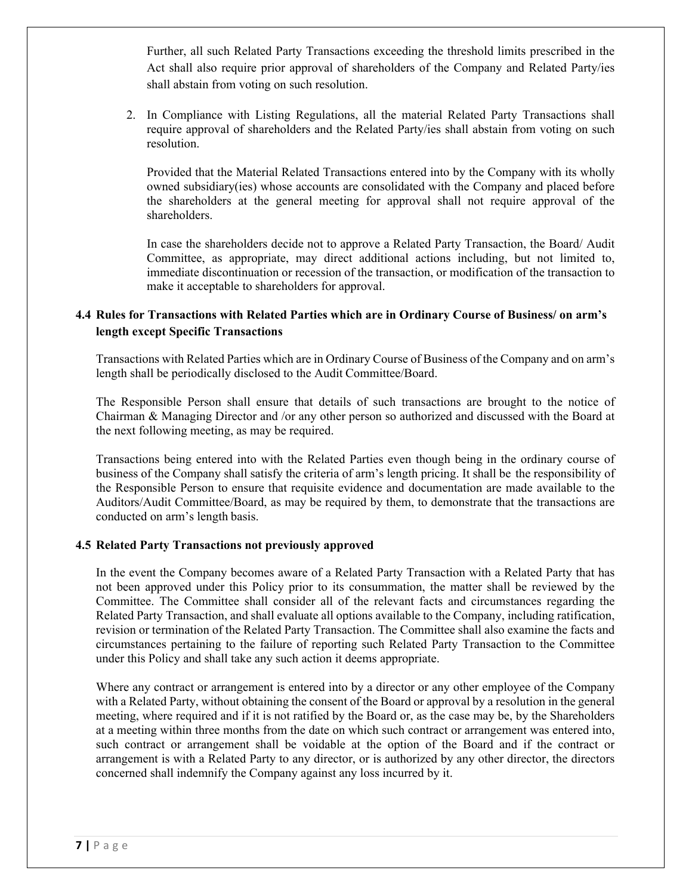Further, all such Related Party Transactions exceeding the threshold limits prescribed in the Act shall also require prior approval of shareholders of the Company and Related Party/ies shall abstain from voting on such resolution.

2. In Compliance with Listing Regulations, all the material Related Party Transactions shall require approval of shareholders and the Related Party/ies shall abstain from voting on such resolution.

   Provided that the Material Related Transactions entered into by the Company with its wholly owned subsidiary(ies) whose accounts are consolidated with the Company and placed before the shareholders at the general meeting for approval shall not require approval of the shareholders.

   In case the shareholders decide not to approve a Related Party Transaction, the Board/ Audit Committee, as appropriate, may direct additional actions including, but not limited to, immediate discontinuation or recession of the transaction, or modification of the transaction to make it acceptable to shareholders for approval.

### 4.4 Rules for Transactions with Related Parties which are in Ordinary Course of Business/ on arm's length except Specific Transactions

Transactions with Related Parties which are in Ordinary Course of Business of the Company and on arm's length shall be periodically disclosed to the Audit Committee/Board.

The Responsible Person shall ensure that details of such transactions are brought to the notice of Chairman & Managing Director and /or any other person so authorized and discussed with the Board at the next following meeting, as may be required.

Transactions being entered into with the Related Parties even though being in the ordinary course of business of the Company shall satisfy the criteria of arm's length pricing. It shall be the responsibility of the Responsible Person to ensure that requisite evidence and documentation are made available to the Auditors/Audit Committee/Board, as may be required by them, to demonstrate that the transactions are conducted on arm's length basis.

### 4.5 Related Party Transactions not previously approved

In the event the Company becomes aware of a Related Party Transaction with a Related Party that has not been approved under this Policy prior to its consummation, the matter shall be reviewed by the Committee. The Committee shall consider all of the relevant facts and circumstances regarding the Related Party Transaction, and shall evaluate all options available to the Company, including ratification, revision or termination of the Related Party Transaction. The Committee shall also examine the facts and circumstances pertaining to the failure of reporting such Related Party Transaction to the Committee under this Policy and shall take any such action it deems appropriate.

Where any contract or arrangement is entered into by a director or any other employee of the Company with a Related Party, without obtaining the consent of the Board or approval by a resolution in the general meeting, where required and if it is not ratified by the Board or, as the case may be, by the Shareholders at a meeting within three months from the date on which such contract or arrangement was entered into, such contract or arrangement shall be voidable at the option of the Board and if the contract or arrangement is with a Related Party to any director, or is authorized by any other director, the directors concerned shall indemnify the Company against any loss incurred by it.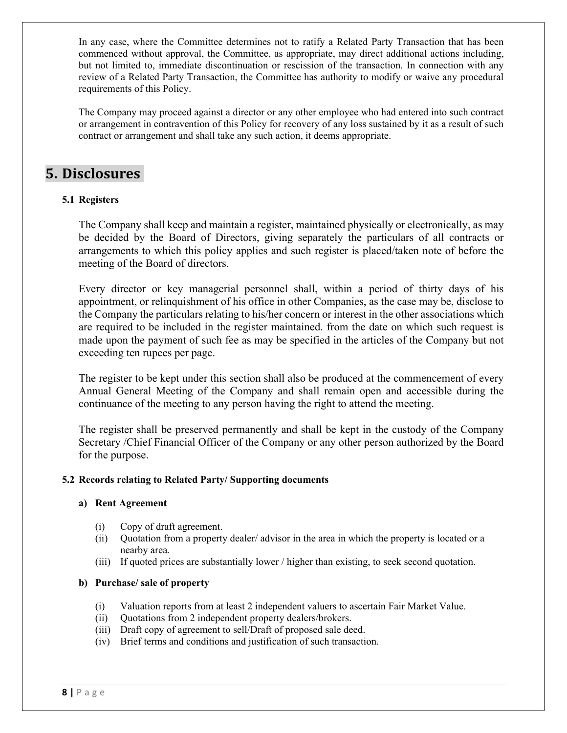In any case, where the Committee determines not to ratify a Related Party Transaction that has been commenced without approval, the Committee, as appropriate, may direct additional actions including, but not limited to, immediate discontinuation or rescission of the transaction. In connection with any review of a Related Party Transaction, the Committee has authority to modify or waive any procedural requirements of this Policy.

The Company may proceed against a director or any other employee who had entered into such contract or arrangement in contravention of this Policy for recovery of any loss sustained by it as a result of such contract or arrangement and shall take any such action, it deems appropriate.

# 5. Disclosures

### 5.1 Registers

The Company shall keep and maintain a register, maintained physically or electronically, as may be decided by the Board of Directors, giving separately the particulars of all contracts or arrangements to which this policy applies and such register is placed/taken note of before the meeting of the Board of directors.

Every director or key managerial personnel shall, within a period of thirty days of his appointment, or relinquishment of his office in other Companies, as the case may be, disclose to the Company the particulars relating to his/her concern or interest in the other associations which are required to be included in the register maintained. from the date on which such request is made upon the payment of such fee as may be specified in the articles of the Company but not exceeding ten rupees per page.

The register to be kept under this section shall also be produced at the commencement of every Annual General Meeting of the Company and shall remain open and accessible during the continuance of the meeting to any person having the right to attend the meeting.

The register shall be preserved permanently and shall be kept in the custody of the Company Secretary /Chief Financial Officer of the Company or any other person authorized by the Board for the purpose.

### 5.2 Records relating to Related Party/ Supporting documents

**a) Rent Agreement**

(i) Copy of draft agreement.
(ii) Quotation from a property dealer/ advisor in the area in which the property is located or a nearby area.
(iii) If quoted prices are substantially lower / higher than existing, to seek second quotation.

**b) Purchase/ sale of property**

(i) Valuation reports from at least 2 independent valuers to ascertain Fair Market Value.
(ii) Quotations from 2 independent property dealers/brokers.
(iii) Draft copy of agreement to sell/Draft of proposed sale deed.
(iv) Brief terms and conditions and justification of such transaction.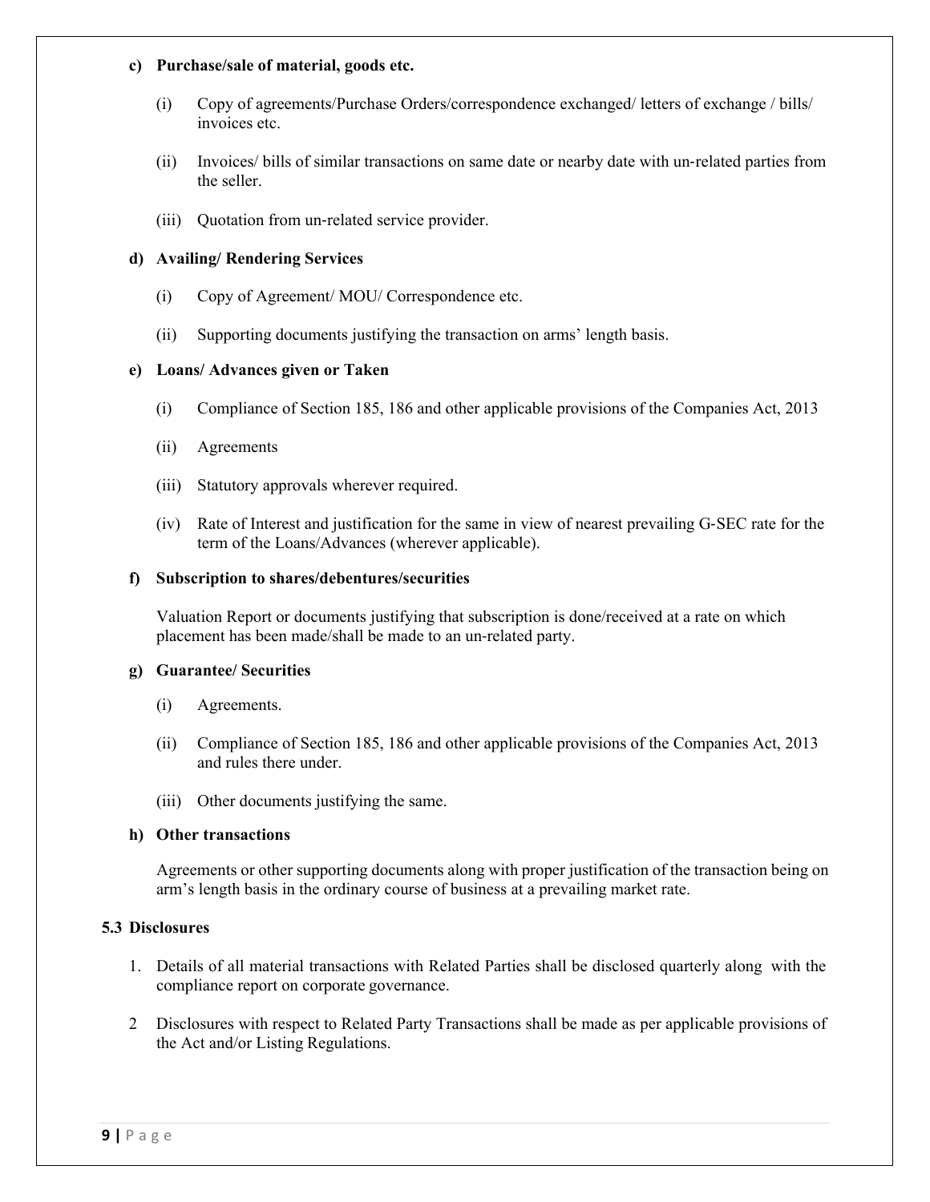**c) Purchase/sale of material, goods etc.**

(i) Copy of agreements/Purchase Orders/correspondence exchanged/ letters of exchange / bills/ invoices etc.

(ii) Invoices/ bills of similar transactions on same date or nearby date with un-related parties from the seller.

(iii) Quotation from un-related service provider.

**d) Availing/ Rendering Services**

(i) Copy of Agreement/ MOU/ Correspondence etc.

(ii) Supporting documents justifying the transaction on arms' length basis.

**e) Loans/ Advances given or Taken**

(i) Compliance of Section 185, 186 and other applicable provisions of the Companies Act, 2013

(ii) Agreements

(iii) Statutory approvals wherever required.

(iv) Rate of Interest and justification for the same in view of nearest prevailing G-SEC rate for the term of the Loans/Advances (wherever applicable).

**f) Subscription to shares/debentures/securities**

Valuation Report or documents justifying that subscription is done/received at a rate on which placement has been made/shall be made to an un-related party.

**g) Guarantee/ Securities**

(i) Agreements.

(ii) Compliance of Section 185, 186 and other applicable provisions of the Companies Act, 2013 and rules there under.

(iii) Other documents justifying the same.

**h) Other transactions**

Agreements or other supporting documents along with proper justification of the transaction being on arm's length basis in the ordinary course of business at a prevailing market rate.

**5.3 Disclosures**

1. Details of all material transactions with Related Parties shall be disclosed quarterly along with the compliance report on corporate governance.

2 Disclosures with respect to Related Party Transactions shall be made as per applicable provisions of the Act and/or Listing Regulations.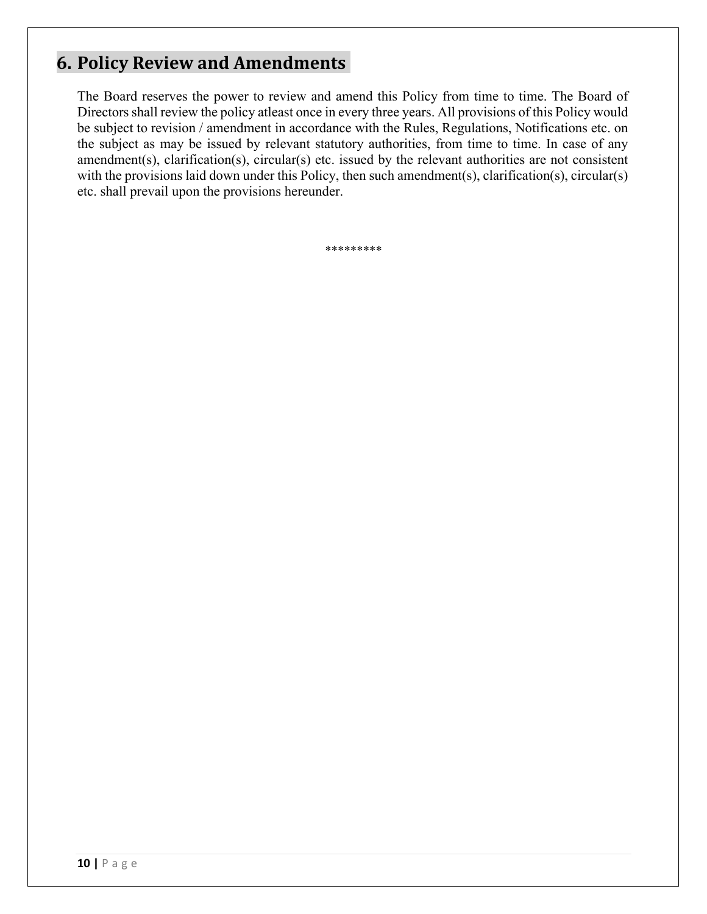## 6. Policy Review and Amendments

The Board reserves the power to review and amend this Policy from time to time. The Board of Directors shall review the policy atleast once in every three years. All provisions of this Policy would be subject to revision / amendment in accordance with the Rules, Regulations, Notifications etc. on the subject as may be issued by relevant statutory authorities, from time to time. In case of any amendment(s), clarification(s), circular(s) etc. issued by the relevant authorities are not consistent with the provisions laid down under this Policy, then such amendment(s), clarification(s), circular(s) etc. shall prevail upon the provisions hereunder.

*********